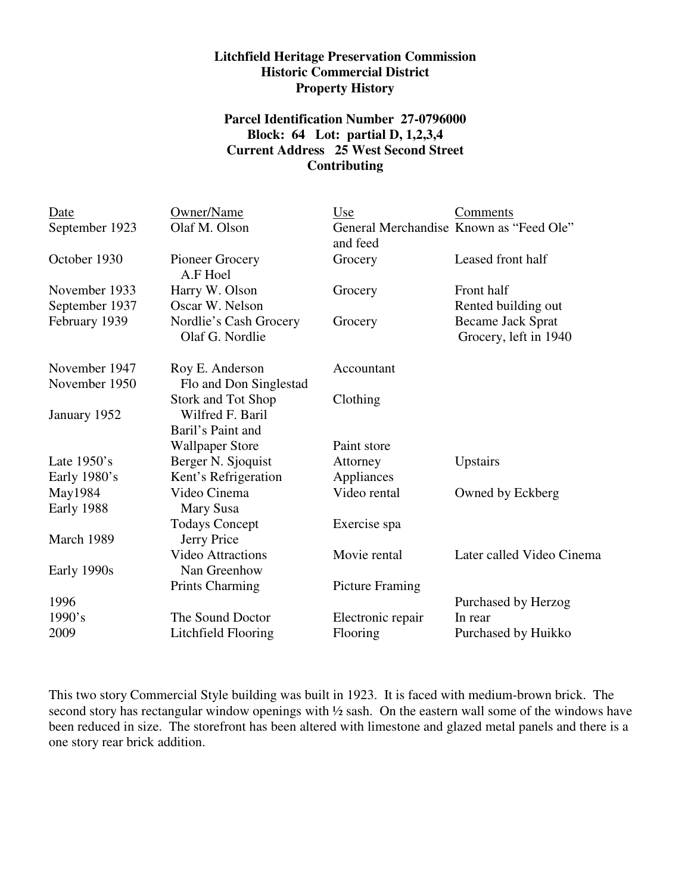**Litchfield Heritage Preservation Commission**
**Historic Commercial District**
**Property History**

**Parcel Identification Number 27-0796000**
**Block: 64 Lot: partial D, 1,2,3,4**
**Current Address 25 West Second Street**
**Contributing**

| Date | Owner/Name | Use | Comments |
|---|---|---|---|
| September 1923 | Olaf M. Olson | General Merchandise and feed | Known as "Feed Ole" |
| October 1930 | Pioneer Grocery A.F Hoel | Grocery | Leased front half |
| November 1933 | Harry W. Olson | Grocery | Front half |
| September 1937 | Oscar W. Nelson | | Rented building out |
| February 1939 | Nordlie's Cash Grocery Olaf G. Nordlie | Grocery | Became Jack Sprat Grocery, left in 1940 |
| November 1947 | Roy E. Anderson | Accountant | |
| November 1950 | Flo and Don Singlestad | | |
| | Stork and Tot Shop | Clothing | |
| January 1952 | Wilfred F. Baril | | |
| | Baril's Paint and Wallpaper Store | Paint store | |
| Late 1950's | Berger N. Sjoquist | Attorney | Upstairs |
| Early 1980's | Kent's Refrigeration | Appliances | |
| May1984 | Video Cinema | Video rental | Owned by Eckberg |
| Early 1988 | Mary Susa | | |
| | Todays Concept | Exercise spa | |
| March 1989 | Jerry Price | | |
| | Video Attractions | Movie rental | Later called Video Cinema |
| Early 1990s | Nan Greenhow | | |
| | Prints Charming | Picture Framing | |
| 1996 | | | Purchased by Herzog |
| 1990's | The Sound Doctor | Electronic repair | In rear |
| 2009 | Litchfield Flooring | Flooring | Purchased by Huikko |

This two story Commercial Style building was built in 1923. It is faced with medium-brown brick. The second story has rectangular window openings with ½ sash. On the eastern wall some of the windows have been reduced in size. The storefront has been altered with limestone and glazed metal panels and there is a one story rear brick addition.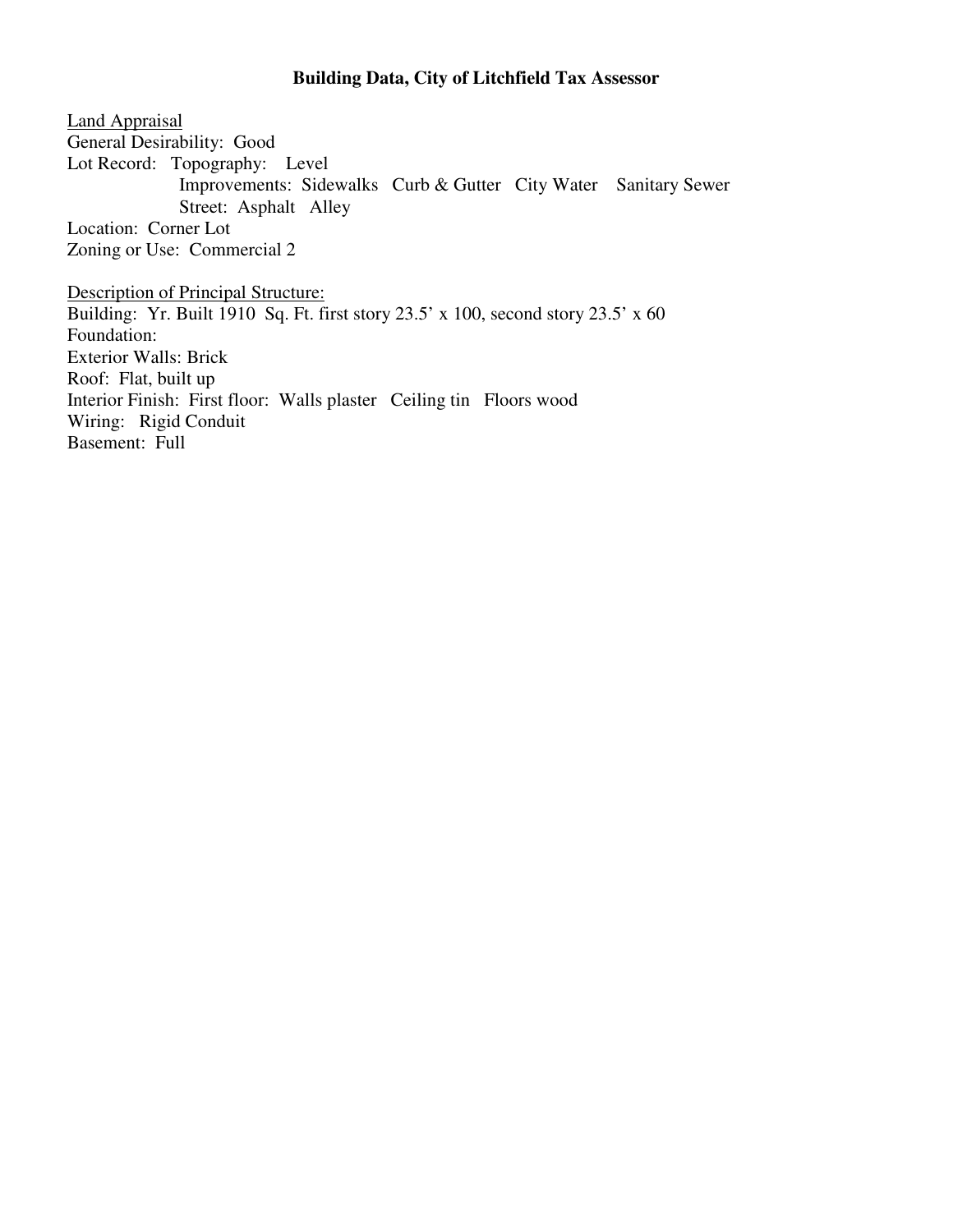**Building Data, City of Litchfield Tax Assessor**

<u>Land Appraisal</u>
General Desirability: Good
Lot Record: Topography: Level
Improvements: Sidewalks Curb & Gutter City Water Sanitary Sewer
Street: Asphalt Alley
Location: Corner Lot
Zoning or Use: Commercial 2

<u>Description of Principal Structure:</u>
Building: Yr. Built 1910 Sq. Ft. first story 23.5' x 100, second story 23.5' x 60
Foundation:
Exterior Walls: Brick
Roof: Flat, built up
Interior Finish: First floor: Walls plaster Ceiling tin Floors wood
Wiring: Rigid Conduit
Basement: Full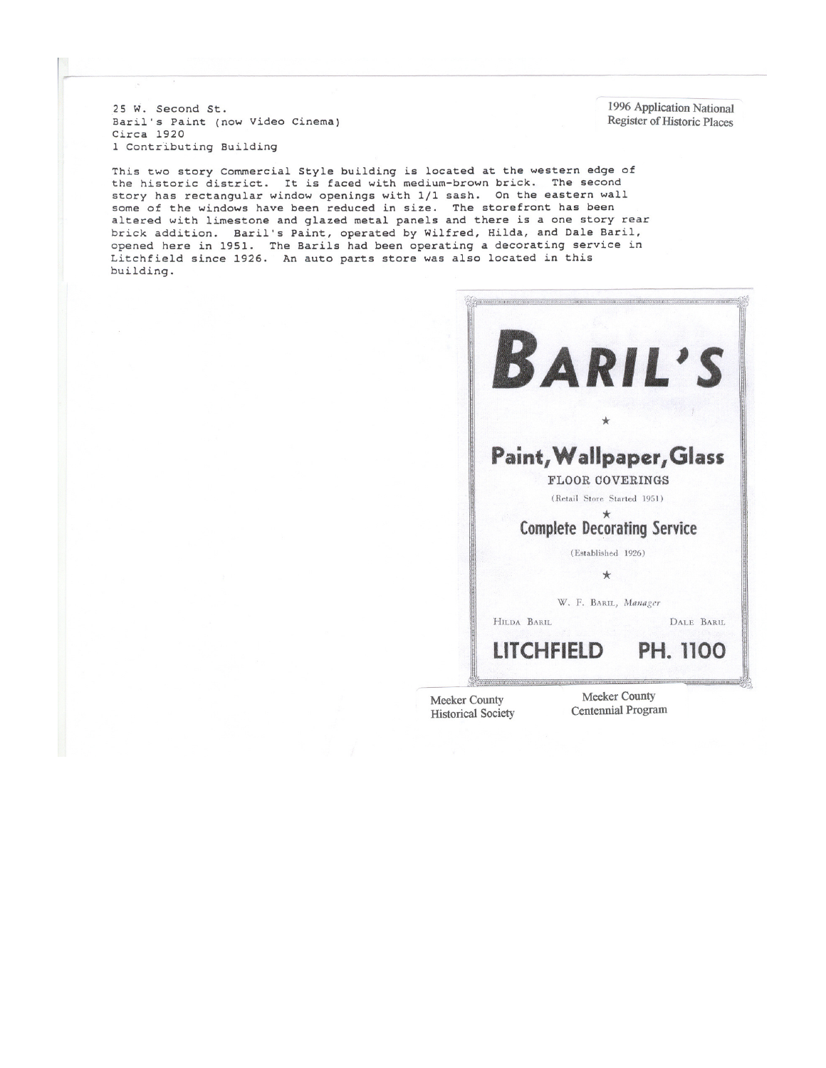25 W. Second St.
Baril's Paint (now Video Cinema)
Circa 1920
1 Contributing Building

1996 Application National Register of Historic Places

This two story Commercial Style building is located at the western edge of the historic district. It is faced with medium-brown brick. The second story has rectangular window openings with 1/1 sash. On the eastern wall some of the windows have been reduced in size. The storefront has been altered with limestone and glazed metal panels and there is a one story rear brick addition. Baril's Paint, operated by Wilfred, Hilda, and Dale Baril, opened here in 1951. The Barils had been operating a decorating service in Litchfield since 1926. An auto parts store was also located in this building.

# BARIL'S

★

## Paint, Wallpaper, Glass

FLOOR COVERINGS

(Retail Store Started 1951)

★

## Complete Decorating Service

(Established 1926)

★

W. F. BARIL, *Manager*

HILDA BARIL DALE BARIL

**LITCHFIELD PH. 1100**

Meeker County Historical Society

Meeker County Centennial Program